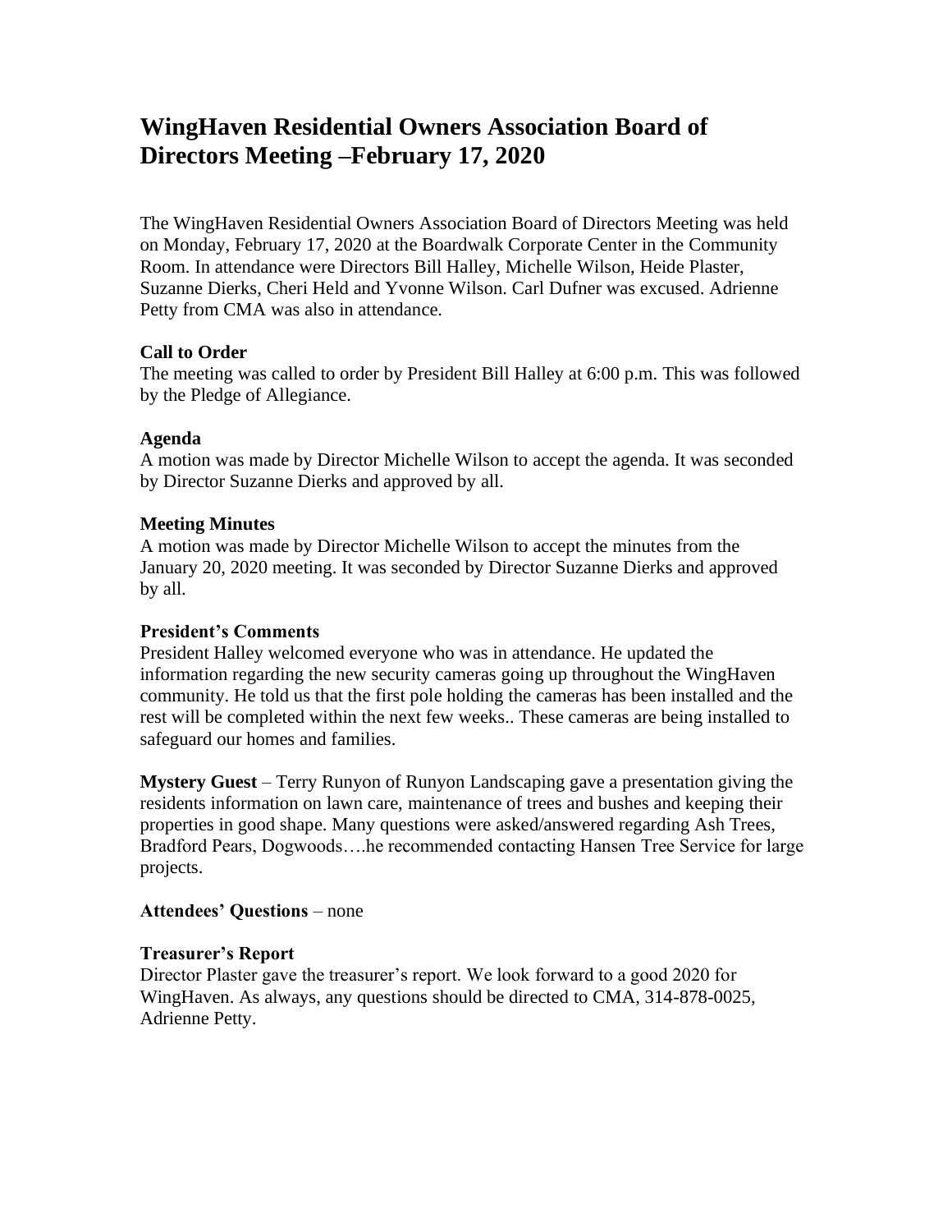# WingHaven Residential Owners Association Board of Directors Meeting –February 17, 2020

The WingHaven Residential Owners Association Board of Directors Meeting was held on Monday, February 17, 2020 at the Boardwalk Corporate Center in the Community Room. In attendance were Directors Bill Halley, Michelle Wilson, Heide Plaster, Suzanne Dierks, Cheri Held and Yvonne Wilson. Carl Dufner was excused. Adrienne Petty from CMA was also in attendance.

**Call to Order**
The meeting was called to order by President Bill Halley at 6:00 p.m. This was followed by the Pledge of Allegiance.

**Agenda**
A motion was made by Director Michelle Wilson to accept the agenda. It was seconded by Director Suzanne Dierks and approved by all.

**Meeting Minutes**
A motion was made by Director Michelle Wilson to accept the minutes from the January 20, 2020 meeting. It was seconded by Director Suzanne Dierks and approved by all.

**President's Comments**
President Halley welcomed everyone who was in attendance. He updated the information regarding the new security cameras going up throughout the WingHaven community. He told us that the first pole holding the cameras has been installed and the rest will be completed within the next few weeks.. These cameras are being installed to safeguard our homes and families.

**Mystery Guest** – Terry Runyon of Runyon Landscaping gave a presentation giving the residents information on lawn care, maintenance of trees and bushes and keeping their properties in good shape. Many questions were asked/answered regarding Ash Trees, Bradford Pears, Dogwoods….he recommended contacting Hansen Tree Service for large projects.

**Attendees' Questions** – none

**Treasurer's Report**
Director Plaster gave the treasurer's report. We look forward to a good 2020 for WingHaven. As always, any questions should be directed to CMA, 314-878-0025, Adrienne Petty.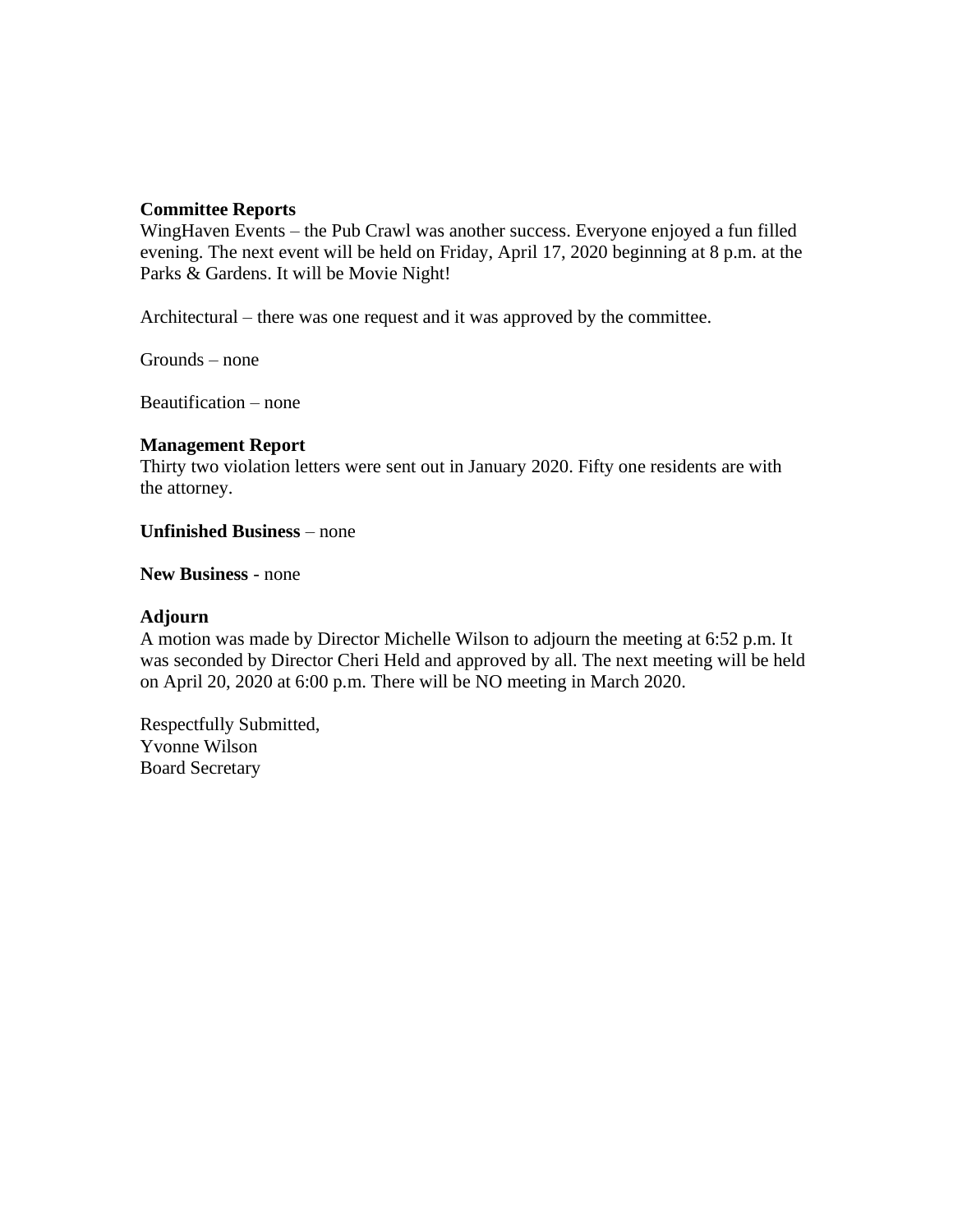**Committee Reports**

WingHaven Events – the Pub Crawl was another success. Everyone enjoyed a fun filled evening. The next event will be held on Friday, April 17, 2020 beginning at 8 p.m. at the Parks & Gardens. It will be Movie Night!

Architectural – there was one request and it was approved by the committee.

Grounds – none

Beautification – none

**Management Report**

Thirty two violation letters were sent out in January 2020. Fifty one residents are with the attorney.

**Unfinished Business** – none

**New Business** - none

**Adjourn**

A motion was made by Director Michelle Wilson to adjourn the meeting at 6:52 p.m. It was seconded by Director Cheri Held and approved by all. The next meeting will be held on April 20, 2020 at 6:00 p.m. There will be NO meeting in March 2020.

Respectfully Submitted,
Yvonne Wilson
Board Secretary